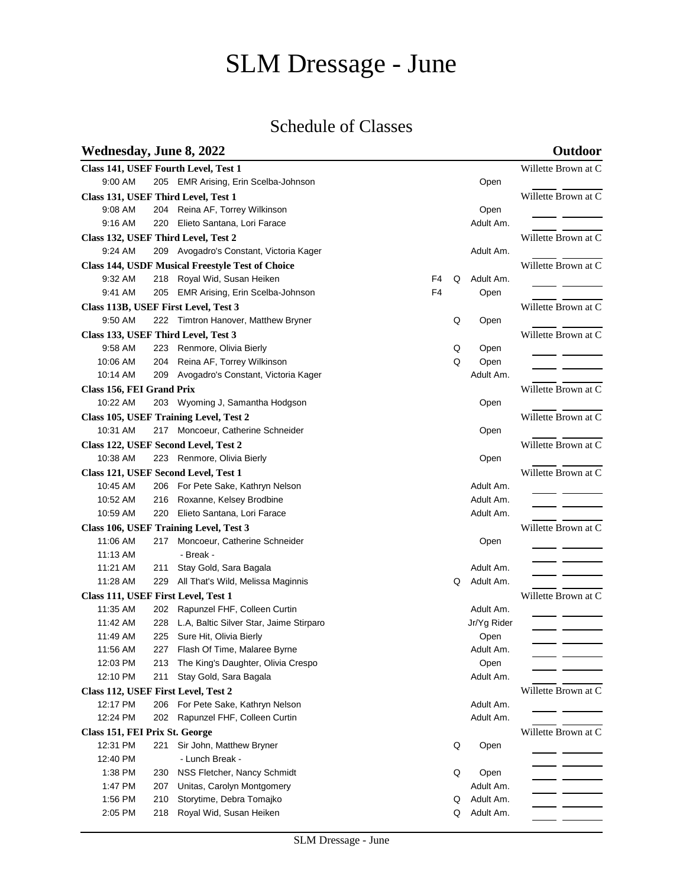# SLM Dressage - June

## Schedule of Classes

### Wednesday, June 8, 2022 — Outdoor

| Time | No. | Horse, Rider | | | Division | Judge |
|---|---|---|---|---|---|---|
| **Class 141, USEF Fourth Level, Test 1** | | | | | | Willette Brown at C |
| 9:00 AM | 205 | EMR Arising, Erin Scelba-Johnson | | | Open | |
| **Class 131, USEF Third Level, Test 1** | | | | | | Willette Brown at C |
| 9:08 AM | 204 | Reina AF, Torrey Wilkinson | | | Open | |
| 9:16 AM | 220 | Elieto Santana, Lori Farace | | | Adult Am. | |
| **Class 132, USEF Third Level, Test 2** | | | | | | Willette Brown at C |
| 9:24 AM | 209 | Avogadro's Constant, Victoria Kager | | | Adult Am. | |
| **Class 144, USDF Musical Freestyle Test of Choice** | | | | | | Willette Brown at C |
| 9:32 AM | 218 | Royal Wid, Susan Heiken | F4 | Q | Adult Am. | |
| 9:41 AM | 205 | EMR Arising, Erin Scelba-Johnson | F4 | | Open | |
| **Class 113B, USEF First Level, Test 3** | | | | | | Willette Brown at C |
| 9:50 AM | 222 | Timtron Hanover, Matthew Bryner | | Q | Open | |
| **Class 133, USEF Third Level, Test 3** | | | | | | Willette Brown at C |
| 9:58 AM | 223 | Renmore, Olivia Bierly | | Q | Open | |
| 10:06 AM | 204 | Reina AF, Torrey Wilkinson | | Q | Open | |
| 10:14 AM | 209 | Avogadro's Constant, Victoria Kager | | | Adult Am. | |
| **Class 156, FEI Grand Prix** | | | | | | Willette Brown at C |
| 10:22 AM | 203 | Wyoming J, Samantha Hodgson | | | Open | |
| **Class 105, USEF Training Level, Test 2** | | | | | | Willette Brown at C |
| 10:31 AM | 217 | Moncoeur, Catherine Schneider | | | Open | |
| **Class 122, USEF Second Level, Test 2** | | | | | | Willette Brown at C |
| 10:38 AM | 223 | Renmore, Olivia Bierly | | | Open | |
| **Class 121, USEF Second Level, Test 1** | | | | | | Willette Brown at C |
| 10:45 AM | 206 | For Pete Sake, Kathryn Nelson | | | Adult Am. | |
| 10:52 AM | 216 | Roxanne, Kelsey Brodbine | | | Adult Am. | |
| 10:59 AM | 220 | Elieto Santana, Lori Farace | | | Adult Am. | |
| **Class 106, USEF Training Level, Test 3** | | | | | | Willette Brown at C |
| 11:06 AM | 217 | Moncoeur, Catherine Schneider | | | Open | |
| 11:13 AM | | - Break - | | | | |
| 11:21 AM | 211 | Stay Gold, Sara Bagala | | | Adult Am. | |
| 11:28 AM | 229 | All That's Wild, Melissa Maginnis | | Q | Adult Am. | |
| **Class 111, USEF First Level, Test 1** | | | | | | Willette Brown at C |
| 11:35 AM | 202 | Rapunzel FHF, Colleen Curtin | | | Adult Am. | |
| 11:42 AM | 228 | L.A, Baltic Silver Star, Jaime Stirparo | | | Jr/Yg Rider | |
| 11:49 AM | 225 | Sure Hit, Olivia Bierly | | | Open | |
| 11:56 AM | 227 | Flash Of Time, Malaree Byrne | | | Adult Am. | |
| 12:03 PM | 213 | The King's Daughter, Olivia Crespo | | | Open | |
| 12:10 PM | 211 | Stay Gold, Sara Bagala | | | Adult Am. | |
| **Class 112, USEF First Level, Test 2** | | | | | | Willette Brown at C |
| 12:17 PM | 206 | For Pete Sake, Kathryn Nelson | | | Adult Am. | |
| 12:24 PM | 202 | Rapunzel FHF, Colleen Curtin | | | Adult Am. | |
| **Class 151, FEI Prix St. George** | | | | | | Willette Brown at C |
| 12:31 PM | 221 | Sir John, Matthew Bryner | | Q | Open | |
| 12:40 PM | | - Lunch Break - | | | | |
| 1:38 PM | 230 | NSS Fletcher, Nancy Schmidt | | Q | Open | |
| 1:47 PM | 207 | Unitas, Carolyn Montgomery | | | Adult Am. | |
| 1:56 PM | 210 | Storytime, Debra Tomajko | | Q | Adult Am. | |
| 2:05 PM | 218 | Royal Wid, Susan Heiken | | Q | Adult Am. | |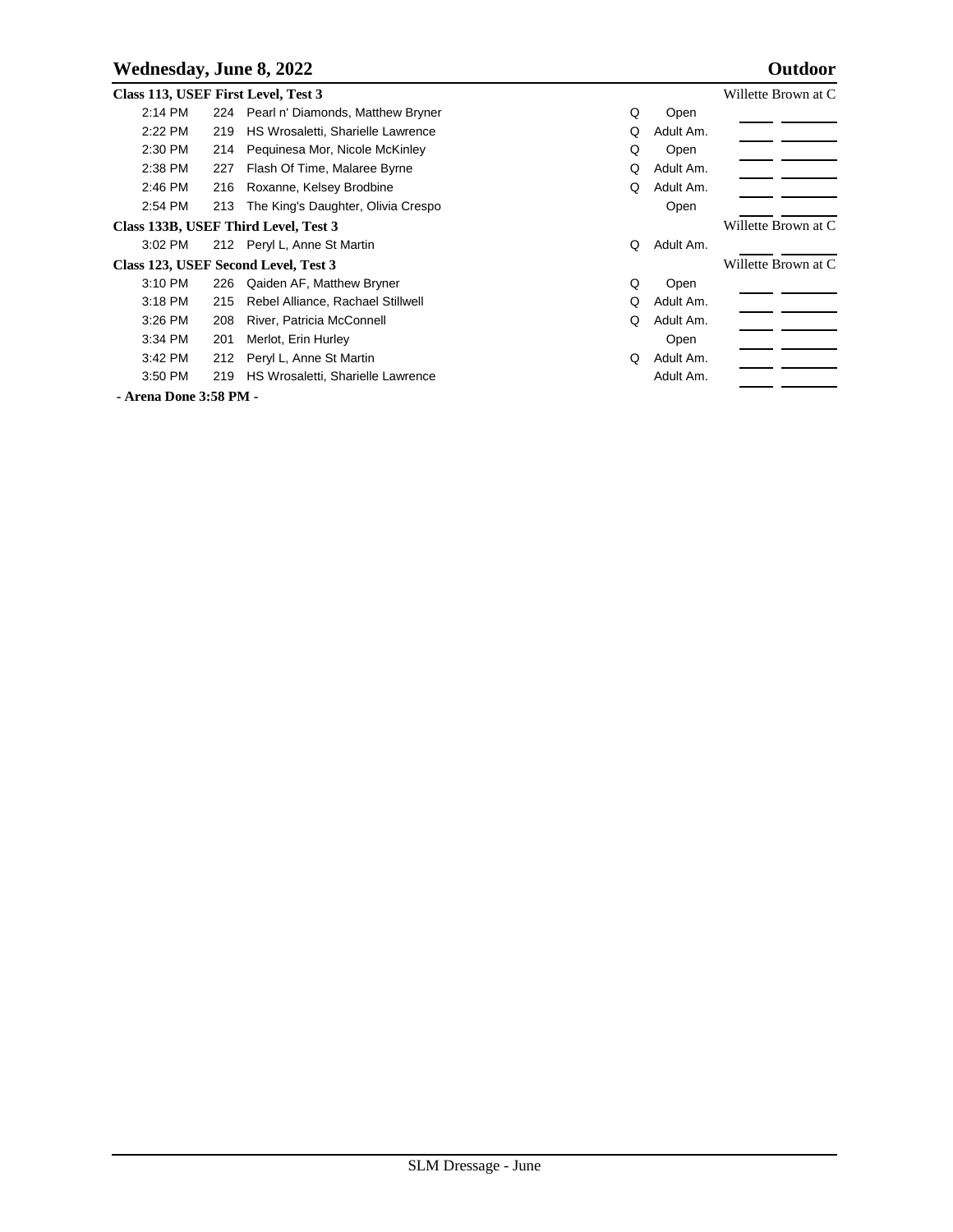## Wednesday, June 8, 2022 — Outdoor

**Class 113, USEF First Level, Test 3** — Willette Brown at C

| | | | | | |
|---|---|---|---|---|---|
| 2:14 PM | 224 | Pearl n' Diamonds, Matthew Bryner | Q | Open | |
| 2:22 PM | 219 | HS Wrosaletti, Sharielle Lawrence | Q | Adult Am. | |
| 2:30 PM | 214 | Pequinesa Mor, Nicole McKinley | Q | Open | |
| 2:38 PM | 227 | Flash Of Time, Malaree Byrne | Q | Adult Am. | |
| 2:46 PM | 216 | Roxanne, Kelsey Brodbine | Q | Adult Am. | |
| 2:54 PM | 213 | The King's Daughter, Olivia Crespo | | Open | |

**Class 133B, USEF Third Level, Test 3** — Willette Brown at C

| | | | | | |
|---|---|---|---|---|---|
| 3:02 PM | 212 | Peryl L, Anne St Martin | Q | Adult Am. | |

**Class 123, USEF Second Level, Test 3** — Willette Brown at C

| | | | | | |
|---|---|---|---|---|---|
| 3:10 PM | 226 | Qaiden AF, Matthew Bryner | Q | Open | |
| 3:18 PM | 215 | Rebel Alliance, Rachael Stillwell | Q | Adult Am. | |
| 3:26 PM | 208 | River, Patricia McConnell | Q | Adult Am. | |
| 3:34 PM | 201 | Merlot, Erin Hurley | | Open | |
| 3:42 PM | 212 | Peryl L, Anne St Martin | Q | Adult Am. | |
| 3:50 PM | 219 | HS Wrosaletti, Sharielle Lawrence | | Adult Am. | |

**- Arena Done 3:58 PM -**